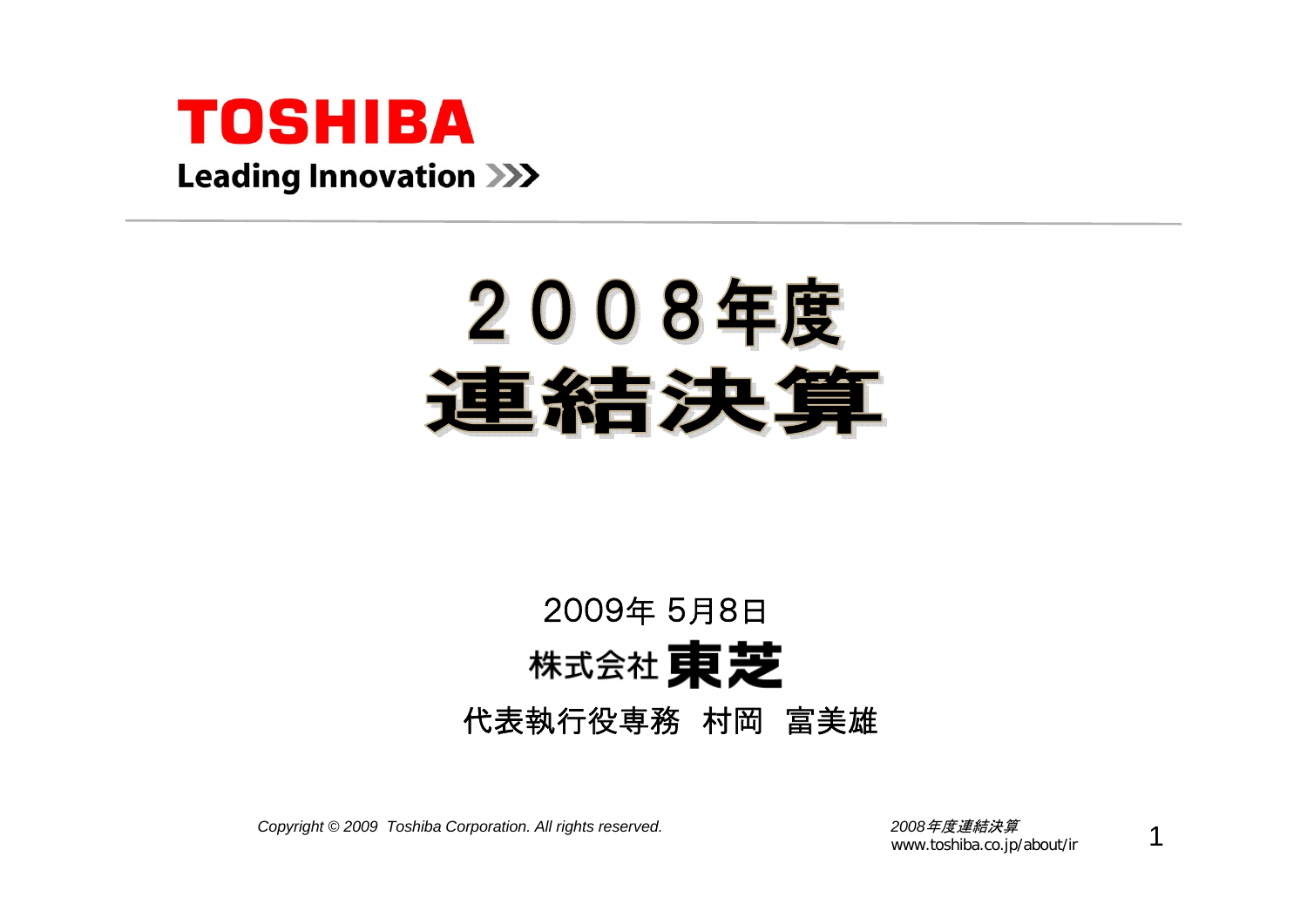**TOSHIBA**

**Leading Innovation >>>**

# ２００８年度
# 連結決算

2009年 5月8日

株式会社 **東芝**

代表執行役専務　村岡　富美雄

*Copyright © 2009 Toshiba Corporation. All rights reserved.*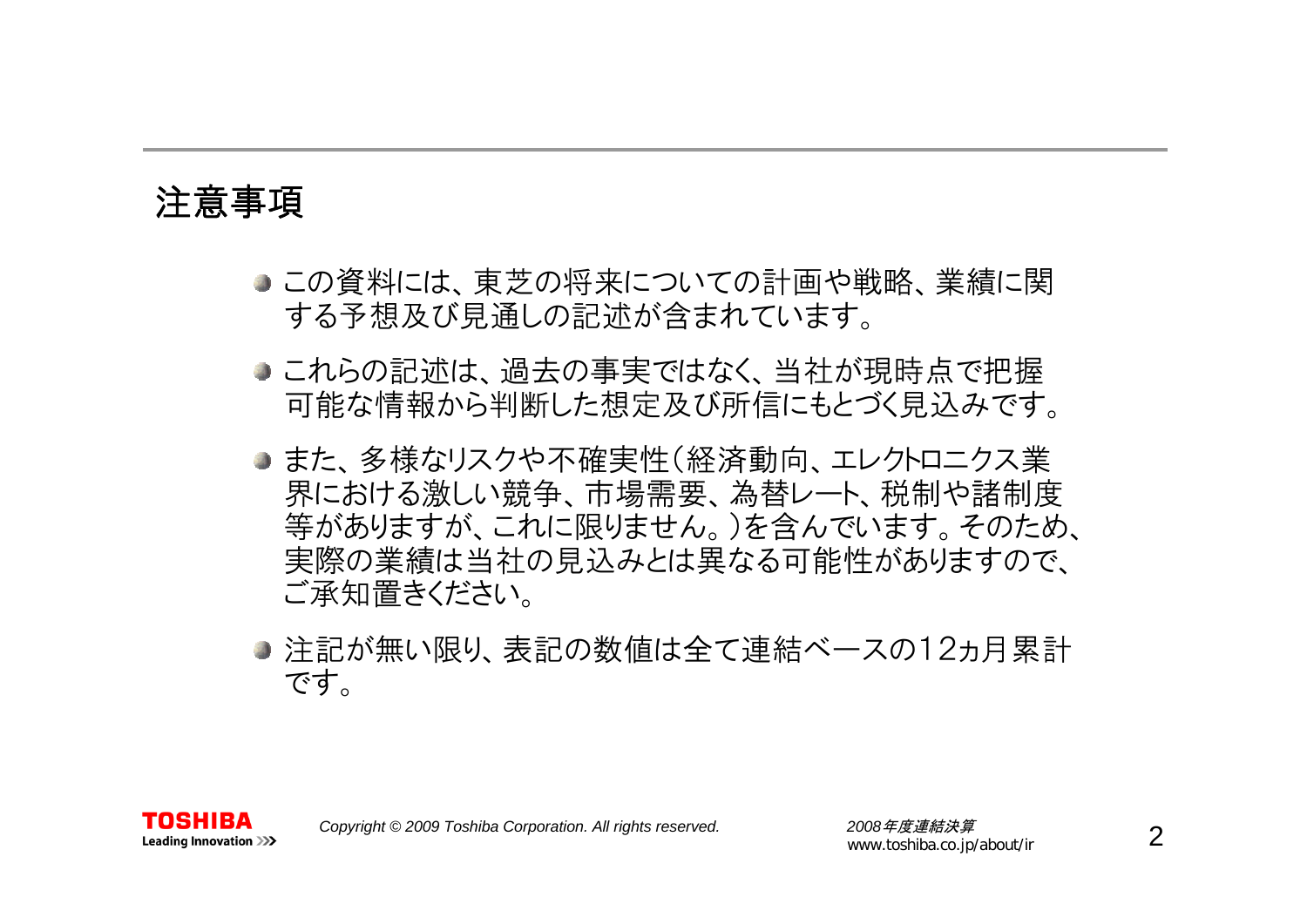# 注意事項

- この資料には、東芝の将来についての計画や戦略、業績に関する予想及び見通しの記述が含まれています。
- これらの記述は、過去の事実ではなく、当社が現時点で把握可能な情報から判断した想定及び所信にもとづく見込みです。
- また、多様なリスクや不確実性（経済動向、エレクトロニクス業界における激しい競争、市場需要、為替レート、税制や諸制度等がありますが、これに限りません。）を含んでいます。そのため、実際の業績は当社の見込みとは異なる可能性がありますので、ご承知置きください。
- 注記が無い限り、表記の数値は全て連結ベースの12ヵ月累計です。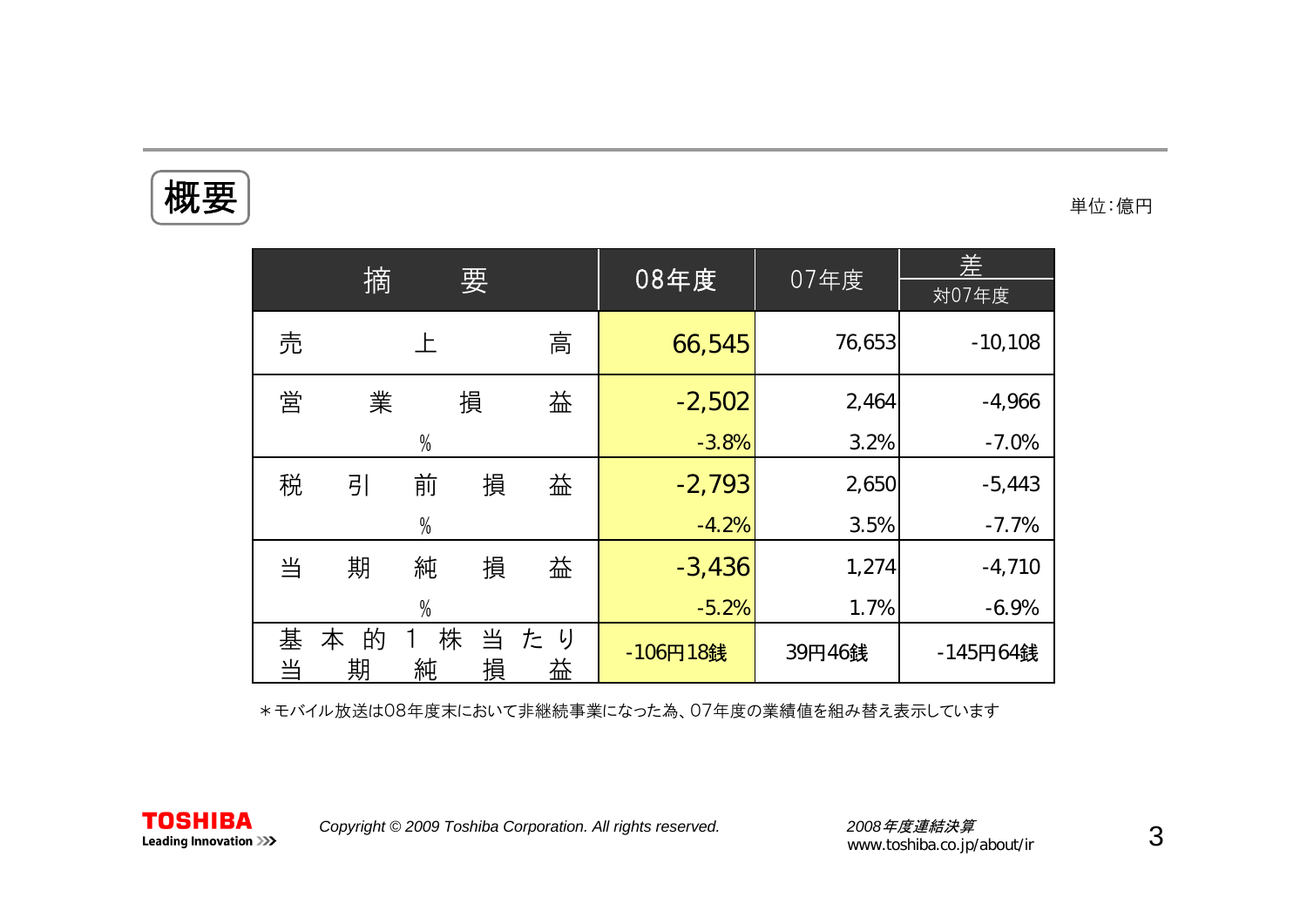# 概要

単位:億円

| 摘要 | 08年度 | 07年度 | 差<br>対07年度 |
|---|---|---|---|
| 売上高 | 66,545 | 76,653 | -10,108 |
| 営業損益 | -2,502 | 2,464 | -4,966 |
| % | -3.8% | 3.2% | -7.0% |
| 税引前損益 | -2,793 | 2,650 | -5,443 |
| % | -4.2% | 3.5% | -7.7% |
| 当期純損益 | -3,436 | 1,274 | -4,710 |
| % | -5.2% | 1.7% | -6.9% |
| 基本的1株当たり当期純損益 | -106円18銭 | 39円46銭 | -145円64銭 |

＊モバイル放送は08年度末において非継続事業になった為、07年度の業績値を組み替え表示しています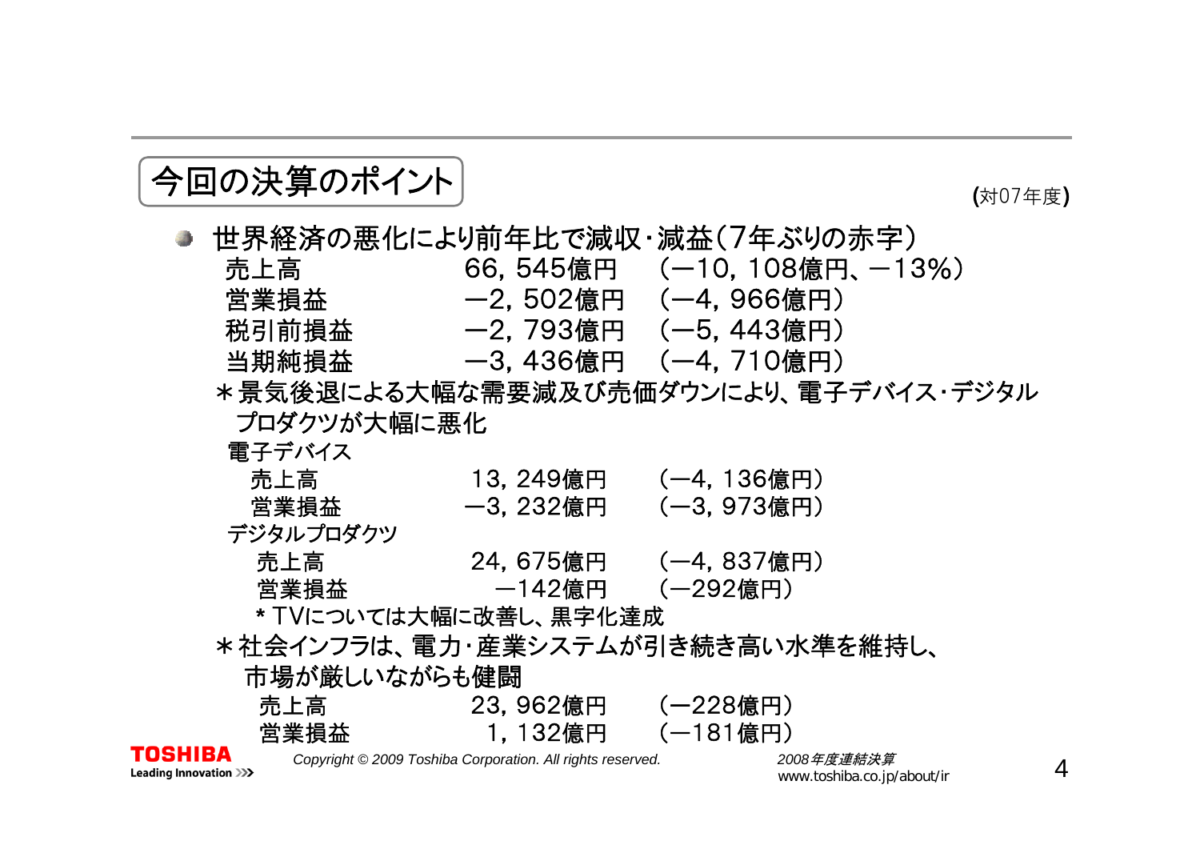## 今回の決算のポイント

(対07年度)

- 世界経済の悪化により前年比で減収・減益(7年ぶりの赤字)

| | | |
|---|---|---|
| 売上高 | 66, 545億円 | (−10, 108億円、−13%) |
| 営業損益 | −2, 502億円 | (−4, 966億円) |
| 税引前損益 | −2, 793億円 | (−5, 443億円) |
| 当期純損益 | −3, 436億円 | (−4, 710億円) |

＊景気後退による大幅な需要減及び売価ダウンにより、電子デバイス・デジタルプロダクツが大幅に悪化

電子デバイス

| | | |
|---|---|---|
| 売上高 | 13, 249億円 | (−4, 136億円) |
| 営業損益 | −3, 232億円 | (−3, 973億円) |

デジタルプロダクツ

| | | |
|---|---|---|
| 売上高 | 24, 675億円 | (−4, 837億円) |
| 営業損益 | −142億円 | (−292億円) |

＊TVについては大幅に改善し、黒字化達成

＊社会インフラは、電力・産業システムが引き続き高い水準を維持し、市場が厳しいながらも健闘

| | | |
|---|---|---|
| 売上高 | 23, 962億円 | (−228億円) |
| 営業損益 | 1, 132億円 | (−181億円) |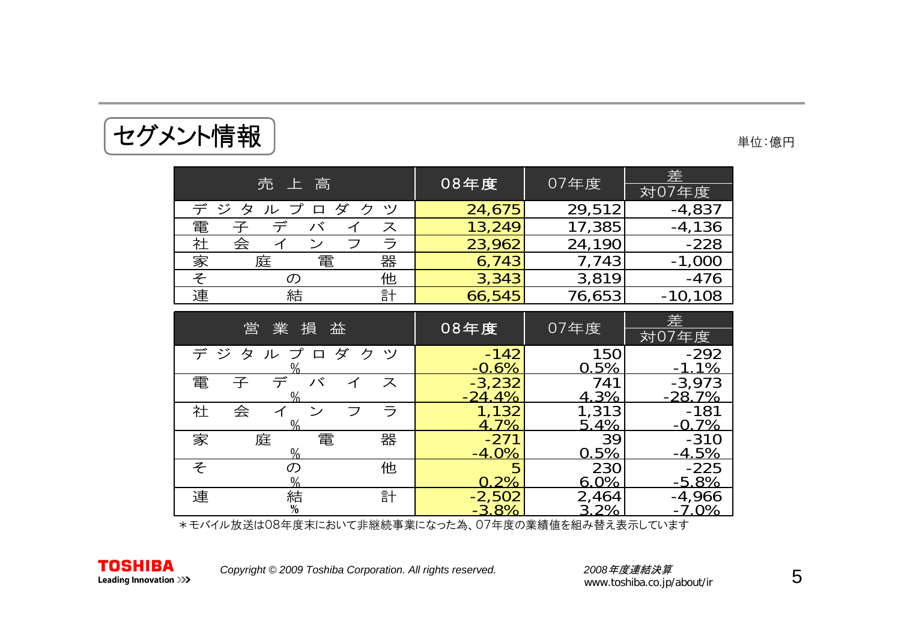## セグメント情報

単位:億円

| 売上高 | 08年度 | 07年度 | 差 対07年度 |
|---|---|---|---|
| デジタルプロダクツ | 24,675 | 29,512 | -4,837 |
| 電子デバイス | 13,249 | 17,385 | -4,136 |
| 社会インフラ | 23,962 | 24,190 | -228 |
| 家庭電器 | 6,743 | 7,743 | -1,000 |
| その他 | 3,343 | 3,819 | -476 |
| 連結計 | 66,545 | 76,653 | -10,108 |

| 営業損益 | 08年度 | 07年度 | 差 対07年度 |
|---|---|---|---|
| デジタルプロダクツ | -142 | 150 | -292 |
| % | -0.6% | 0.5% | -1.1% |
| 電子デバイス | -3,232 | 741 | -3,973 |
| % | -24.4% | 4.3% | -28.7% |
| 社会インフラ | 1,132 | 1,313 | -181 |
| % | 4.7% | 5.4% | -0.7% |
| 家庭電器 | -271 | 39 | -310 |
| % | -4.0% | 0.5% | -4.5% |
| その他 | 5 | 230 | -225 |
| % | 0.2% | 6.0% | -5.8% |
| 連結計 | -2,502 | 2,464 | -4,966 |
| % | -3.8% | 3.2% | -7.0% |

＊モバイル放送は08年度末において非継続事業になった為、07年度の業績値を組み替え表示しています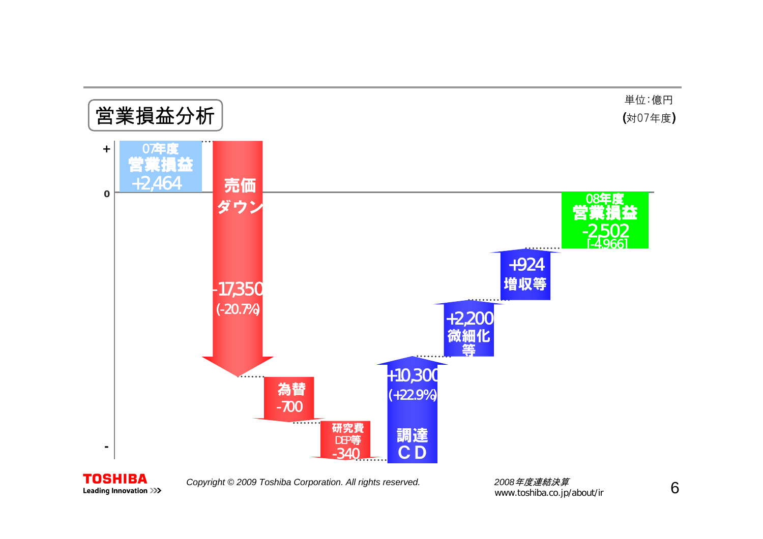# 営業損益分析

単位:億円
(対07年度)

| 項目 | 金額 |
| --- | --- |
| 07年度 営業損益 | +2,464 |
| 売価ダウン | -17,350 (-20.7%) |
| 為替 | -700 |
| 研究費 DEP等 | -340 |
| 調達 CD | +10,300 (+22.9%) |
| 微細化等 | +2,200 |
| 増収等 | +924 |
| 08年度 営業損益 | -2,502 [-4,966] |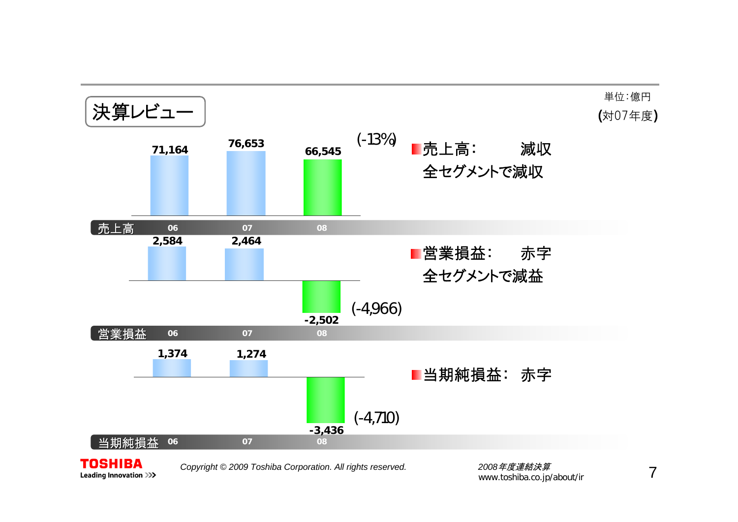# 決算レビュー

単位：億円

(対07年度)

| | 06 | 07 | 08 | (対07年度) |
|---|---|---|---|---|
| 売上高 | 71,164 | 76,653 | 66,545 | (-13%) |
| 営業損益 | 2,584 | 2,464 | -2,502 | (-4,966) |
| 当期純損益 | 1,374 | 1,274 | -3,436 | (-4,710) |

- 売上高：　減収
  全セグメントで減収
- 営業損益：　赤字
  全セグメントで減益
- 当期純損益：　赤字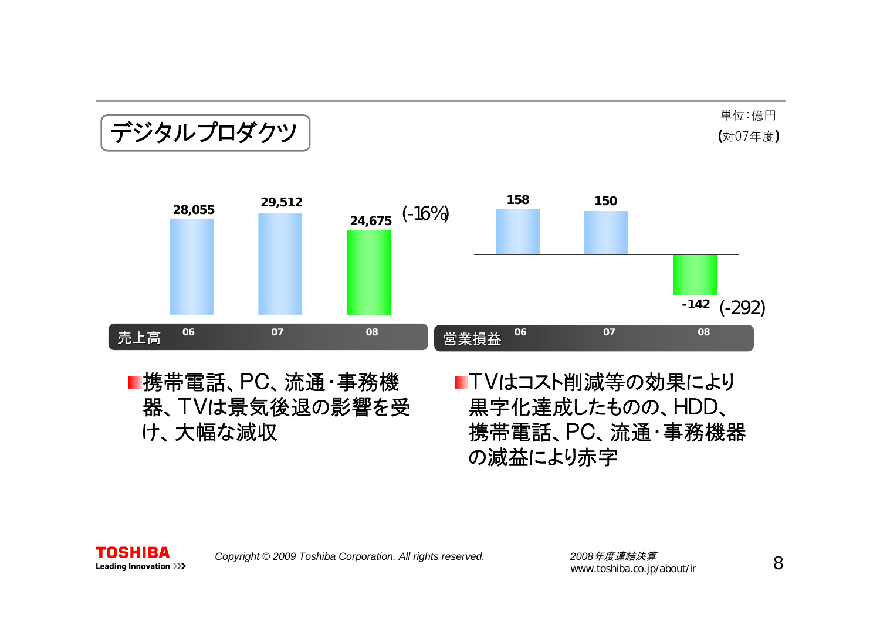## デジタルプロダクツ

単位：億円
(対07年度)

| 売上高 | 06 | 07 | 08 | |
|---|---|---|---|---|
| | 28,055 | 29,512 | 24,675 | (-16%) |

| 営業損益 | 06 | 07 | 08 | |
|---|---|---|---|---|
| | 158 | 150 | -142 | (-292) |

- 携帯電話、PC、流通・事務機器、TVは景気後退の影響を受け、大幅な減収

- TVはコスト削減等の効果により黒字化達成したものの、HDD、携帯電話、PC、流通・事務機器の減益により赤字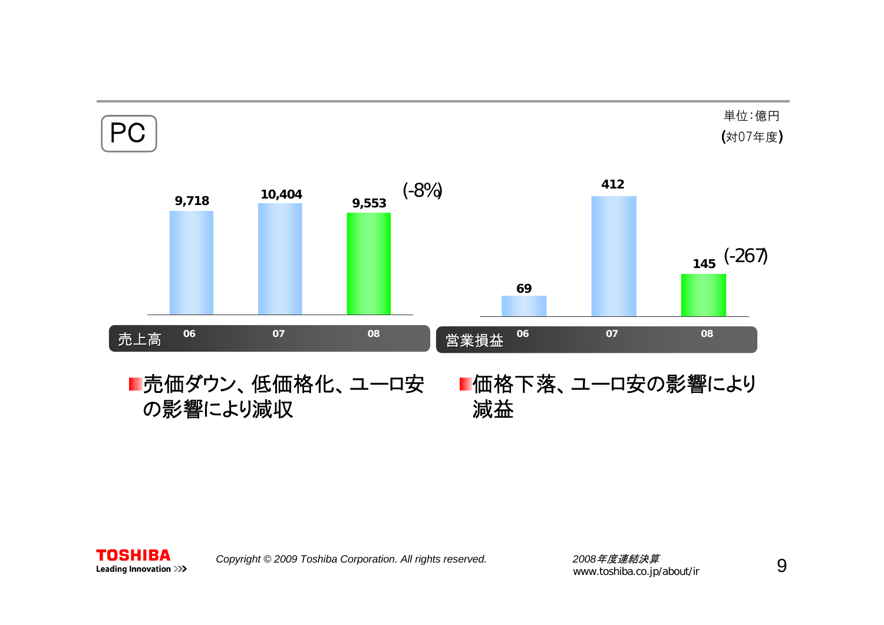# PC

単位：億円
(対07年度)

| 売上高 | 06 | 07 | 08 |
|---|---|---|---|
| | 9,718 | 10,404 | 9,553 (-8%) |

| 営業損益 | 06 | 07 | 08 |
|---|---|---|---|
| | 69 | 412 | 145 (-267) |

- 売価ダウン、低価格化、ユーロ安の影響により減収
- 価格下落、ユーロ安の影響により減益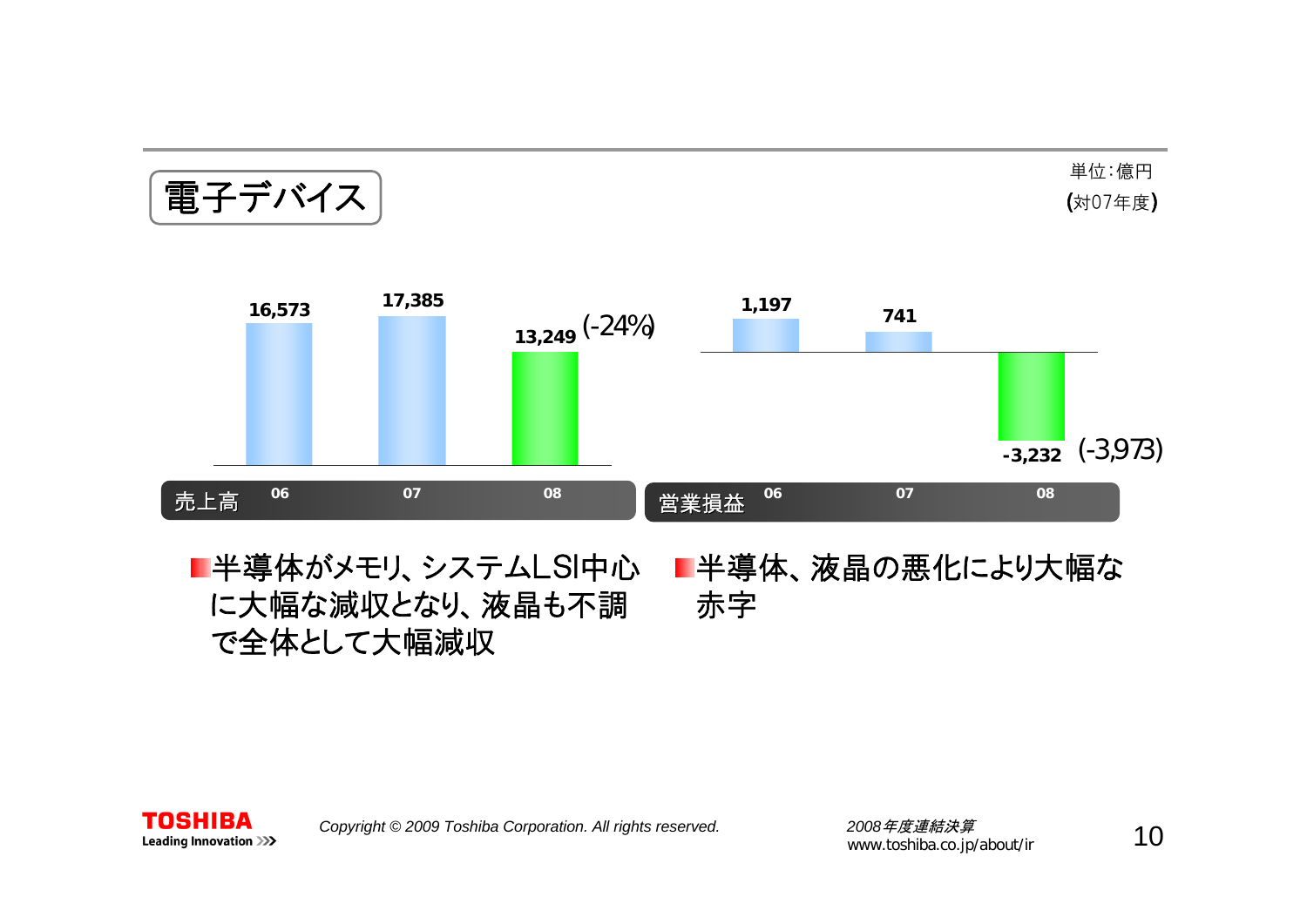# 電子デバイス

単位：億円
(対07年度)

| 売上高 | 06 | 07 | 08 |
|---|---|---|---|
| | 16,573 | 17,385 | 13,249 (-24%) |

| 営業損益 | 06 | 07 | 08 |
|---|---|---|---|
| | 1,197 | 741 | -3,232 (-3,973) |

- 半導体がメモリ、システムLSI中心に大幅な減収となり、液晶も不調で全体として大幅減収
- 半導体、液晶の悪化により大幅な赤字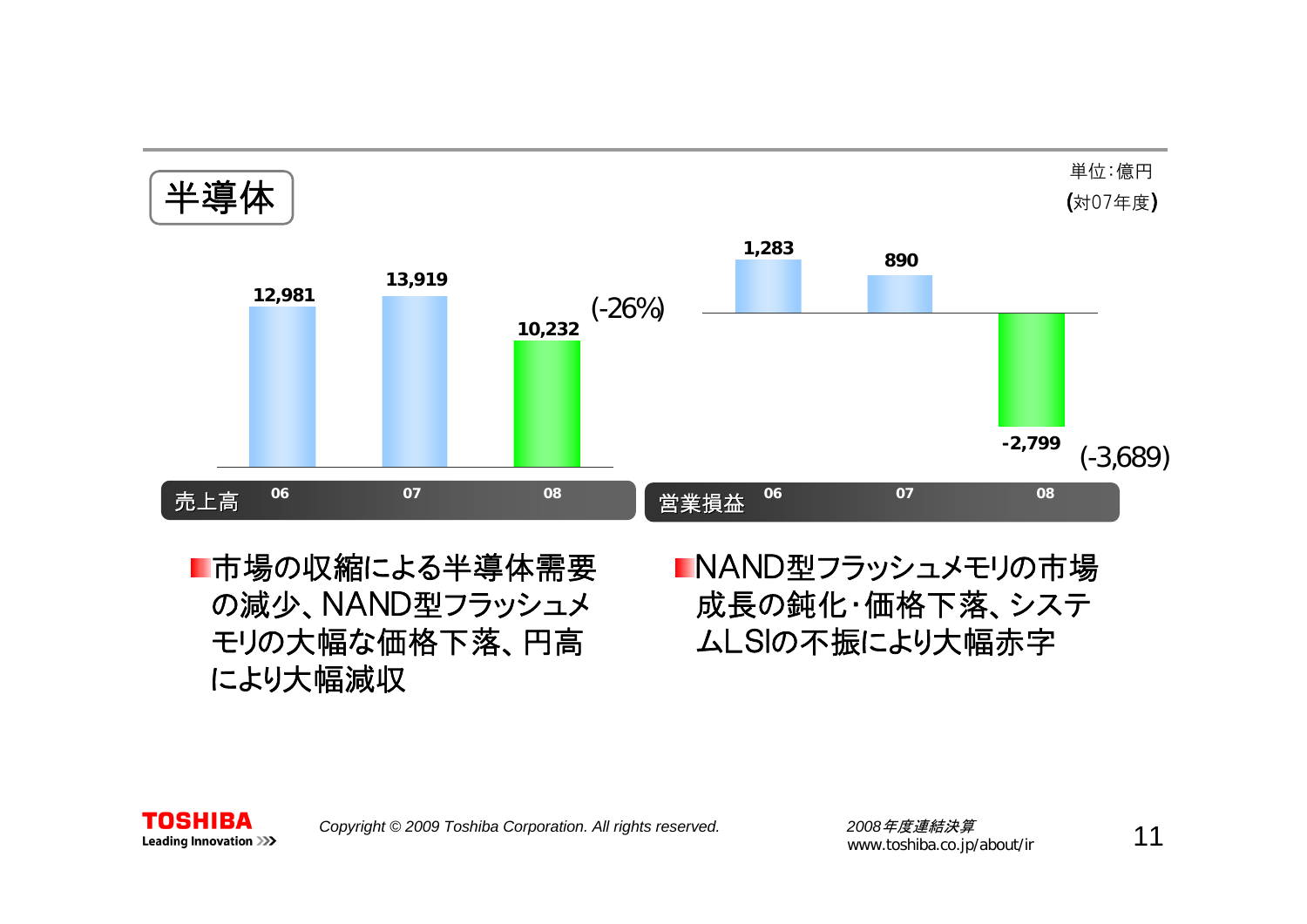# 半導体

単位:億円
(対07年度)

| 売上高 | 06 | 07 | 08 |
|---|---|---|---|
| | 12,981 | 13,919 | 10,232 (-26%) |

| 営業損益 | 06 | 07 | 08 |
|---|---|---|---|
| | 1,283 | 890 | -2,799 (-3,689) |

- 市場の収縮による半導体需要の減少、NAND型フラッシュメモリの大幅な価格下落、円高により大幅減収
- NAND型フラッシュメモリの市場成長の鈍化・価格下落、システムLSIの不振により大幅赤字

Copyright © 2009 Toshiba Corporation. All rights reserved.

2008年度連結決算
www.toshiba.co.jp/about/ir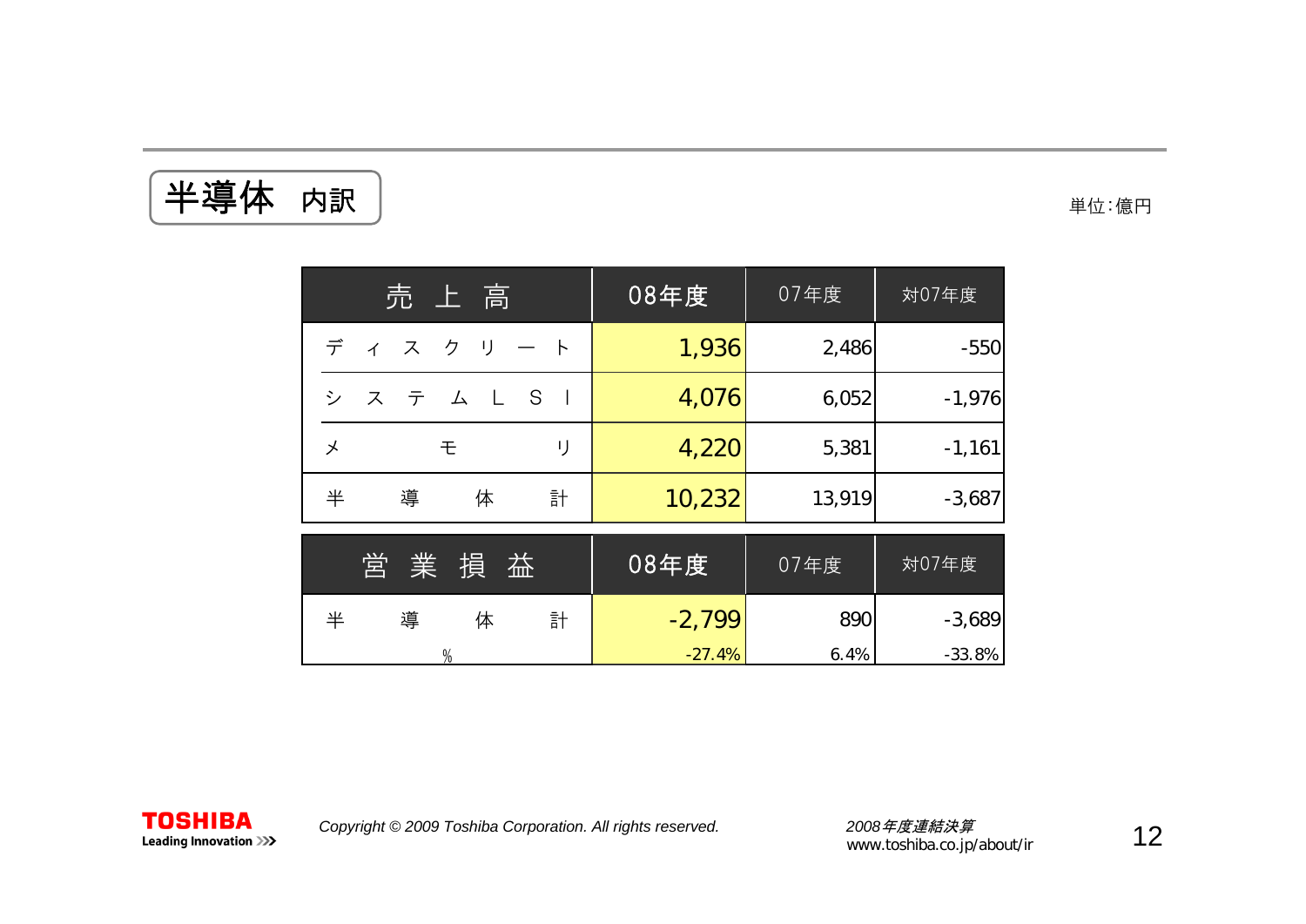# 半導体 内訳

単位：億円

| 売上高 | 08年度 | 07年度 | 対07年度 |
|---|---|---|---|
| ディスクリート | 1,936 | 2,486 | -550 |
| システムLSI | 4,076 | 6,052 | -1,976 |
| メモリ | 4,220 | 5,381 | -1,161 |
| 半導体計 | 10,232 | 13,919 | -3,687 |

| 営業損益 | 08年度 | 07年度 | 対07年度 |
|---|---|---|---|
| 半導体計 | -2,799 | 890 | -3,689 |
| % | -27.4% | 6.4% | -33.8% |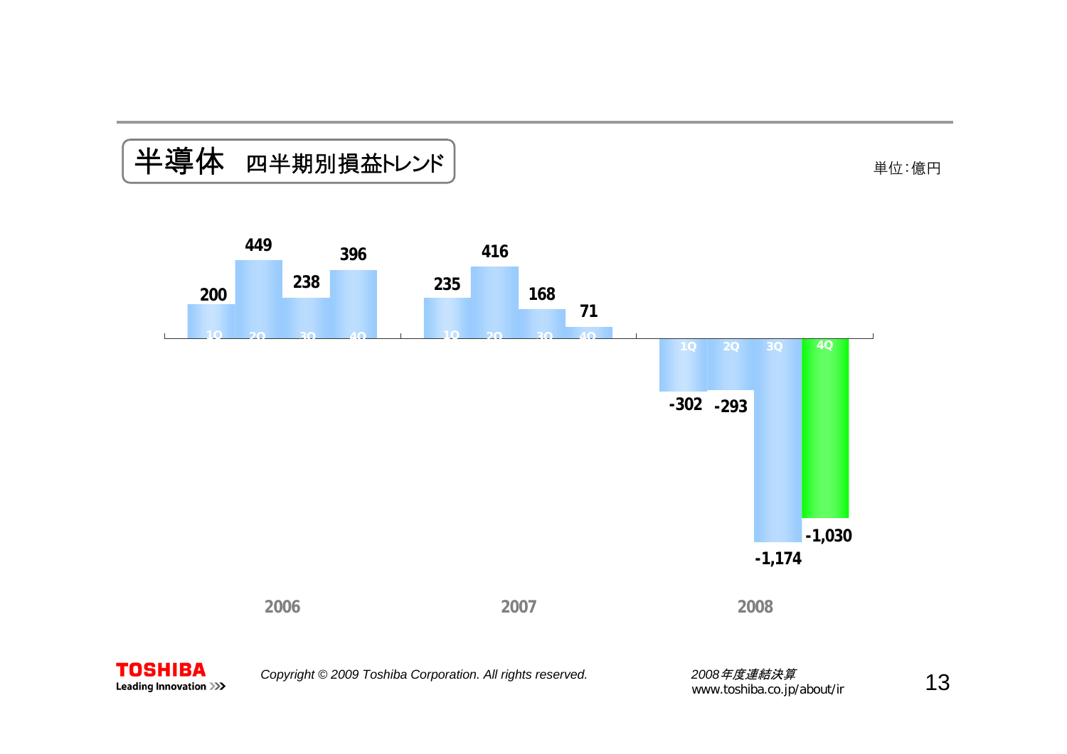# 半導体　四半期別損益トレンド

単位：億円

| | 1Q | 2Q | 3Q | 4Q |
| --- | --- | --- | --- | --- |
| 2006 | 200 | 449 | 238 | 396 |
| 2007 | 235 | 416 | 168 | 71 |
| 2008 | -302 | -293 | -1,174 | -1,030 |

Copyright © 2009 Toshiba Corporation. All rights reserved.

*2008年度連結決算*
www.toshiba.co.jp/about/ir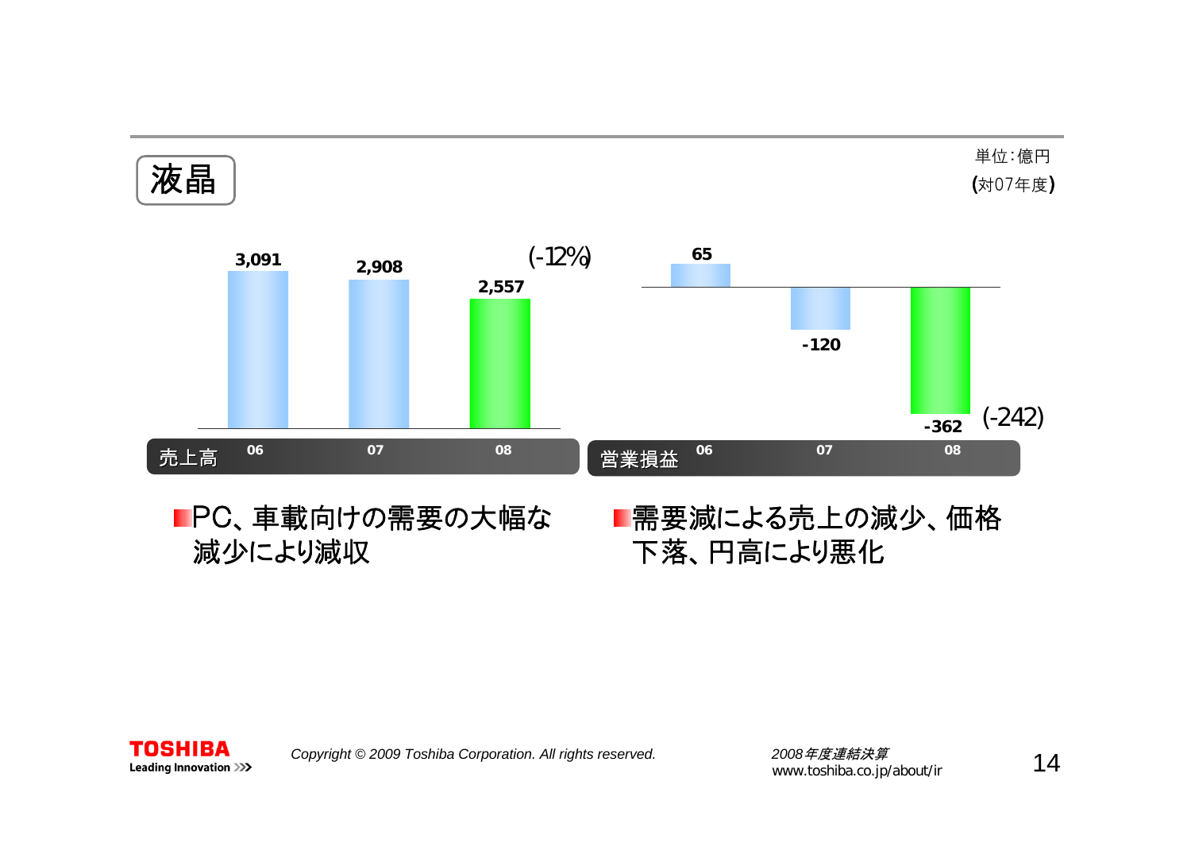# 液晶

単位:億円
(対07年度)

| 売上高 | 06 | 07 | 08 |
|---|---|---|---|
| | 3,091 | 2,908 | 2,557 (-12%) |

| 営業損益 | 06 | 07 | 08 |
|---|---|---|---|
| | 65 | -120 | -362 (-242) |

- PC、車載向けの需要の大幅な減少により減収
- 需要減による売上の減少、価格下落、円高により悪化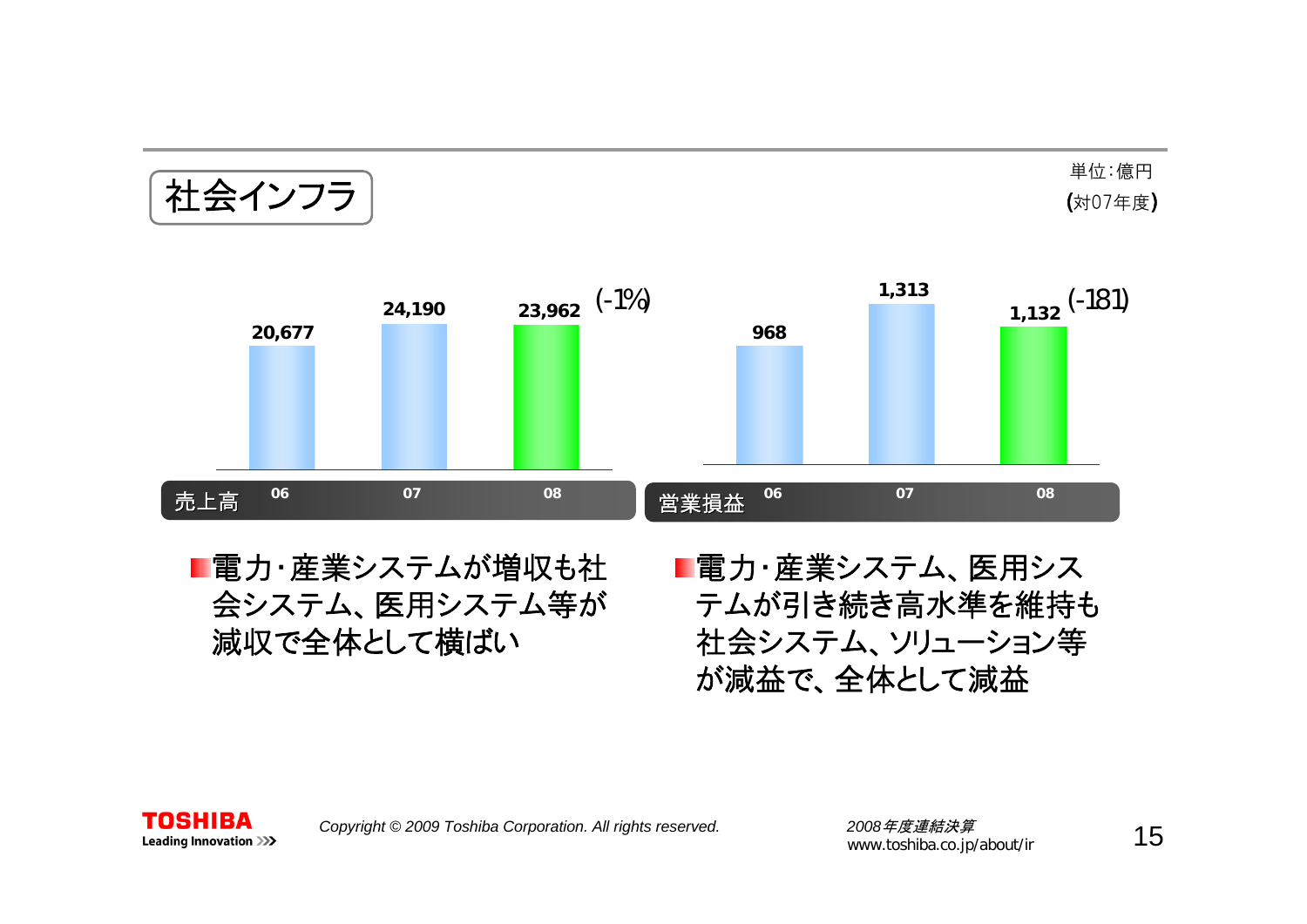# 社会インフラ

単位：億円
(対07年度)

| 売上高 | 06 | 07 | 08 |
|---|---|---|---|
| | 20,677 | 24,190 | 23,962 (-1%) |

| 営業損益 | 06 | 07 | 08 |
|---|---|---|---|
| | 968 | 1,313 | 1,132 (-181) |

- 電力・産業システムが増収も社会システム、医用システム等が減収で全体として横ばい
- 電力・産業システム、医用システムが引き続き高水準を維持も社会システム、ソリューション等が減益で、全体として減益

Copyright © 2009 Toshiba Corporation. All rights reserved.

2008年度連結決算
www.toshiba.co.jp/about/ir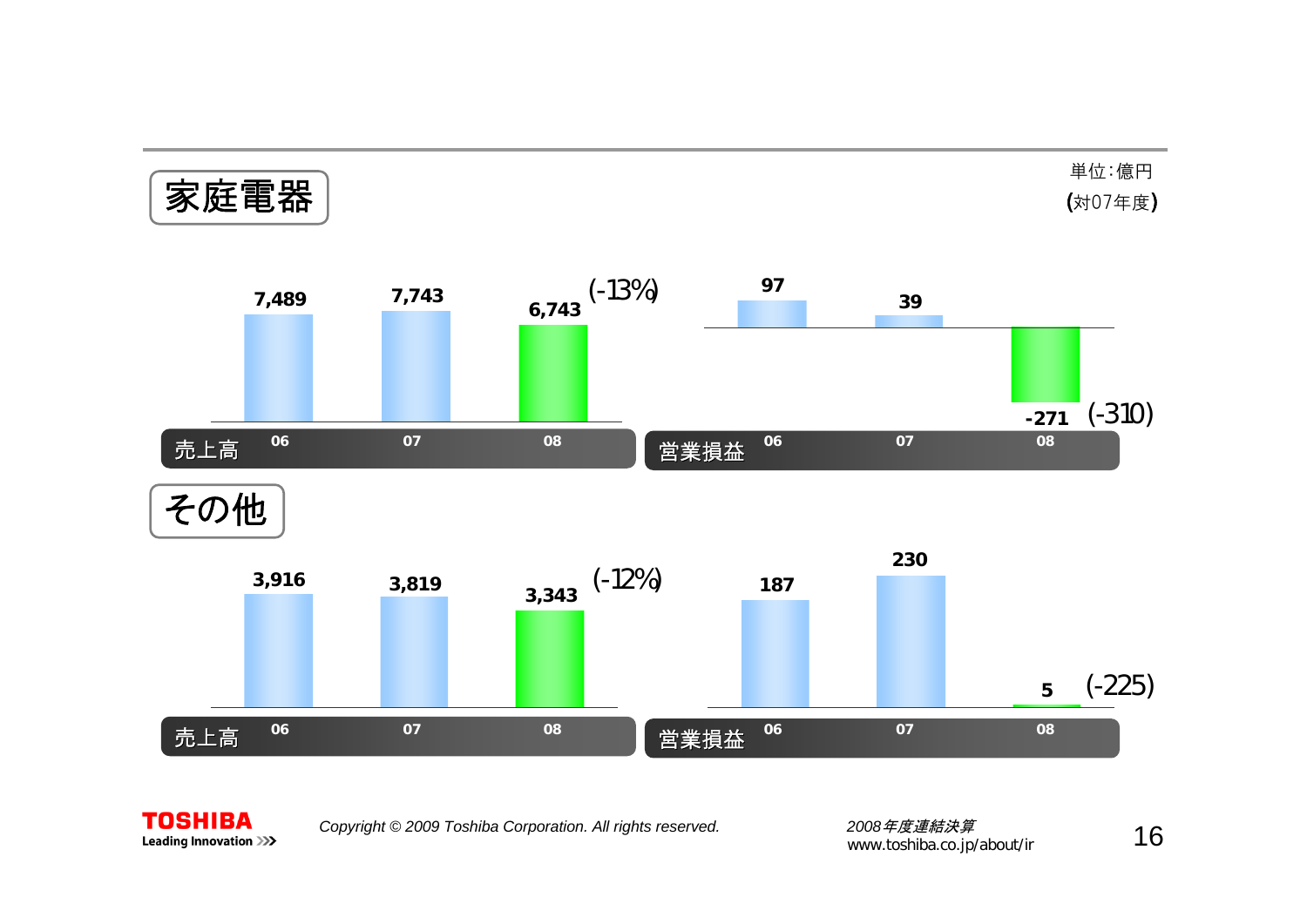単位:億円
(対07年度)

## 家庭電器

| | 06 | 07 | 08 | (対07年度) |
|---|---|---|---|---|
| 売上高 | 7,489 | 7,743 | 6,743 | (-13%) |
| 営業損益 | 97 | 39 | -271 | (-310) |

## その他

| | 06 | 07 | 08 | (対07年度) |
|---|---|---|---|---|
| 売上高 | 3,916 | 3,819 | 3,343 | (-12%) |
| 営業損益 | 187 | 230 | 5 | (-225) |

*Copyright © 2009 Toshiba Corporation. All rights reserved.*

*2008年度連結決算*
www.toshiba.co.jp/about/ir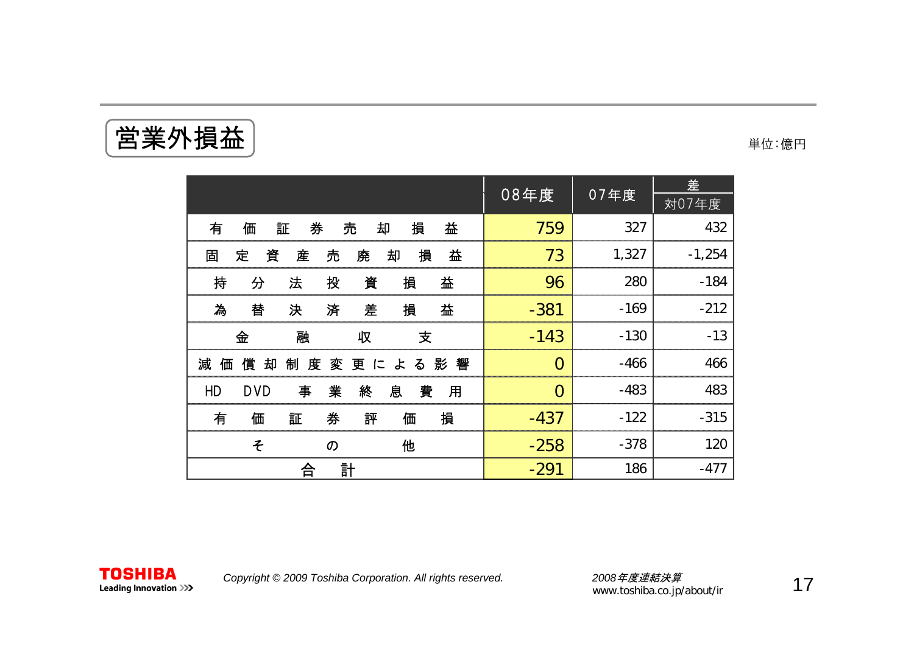# 営業外損益

単位：億円

| | 08年度 | 07年度 | 差 |
|---|---|---|---|
| | | | 対07年度 |
| 有価証券売却損益 | 759 | 327 | 432 |
| 固定資産売廃却損益 | 73 | 1,327 | -1,254 |
| 持分法投資損益 | 96 | 280 | -184 |
| 為替決済差損益 | -381 | -169 | -212 |
| 金融収支 | -143 | -130 | -13 |
| 減価償却制度変更による影響 | 0 | -466 | 466 |
| HD DVD事業終息費用 | 0 | -483 | 483 |
| 有価証券評価損 | -437 | -122 | -315 |
| その他 | -258 | -378 | 120 |
| 合計 | -291 | 186 | -477 |

Copyright © 2009 Toshiba Corporation. All rights reserved.

2008年度連結決算
www.toshiba.co.jp/about/ir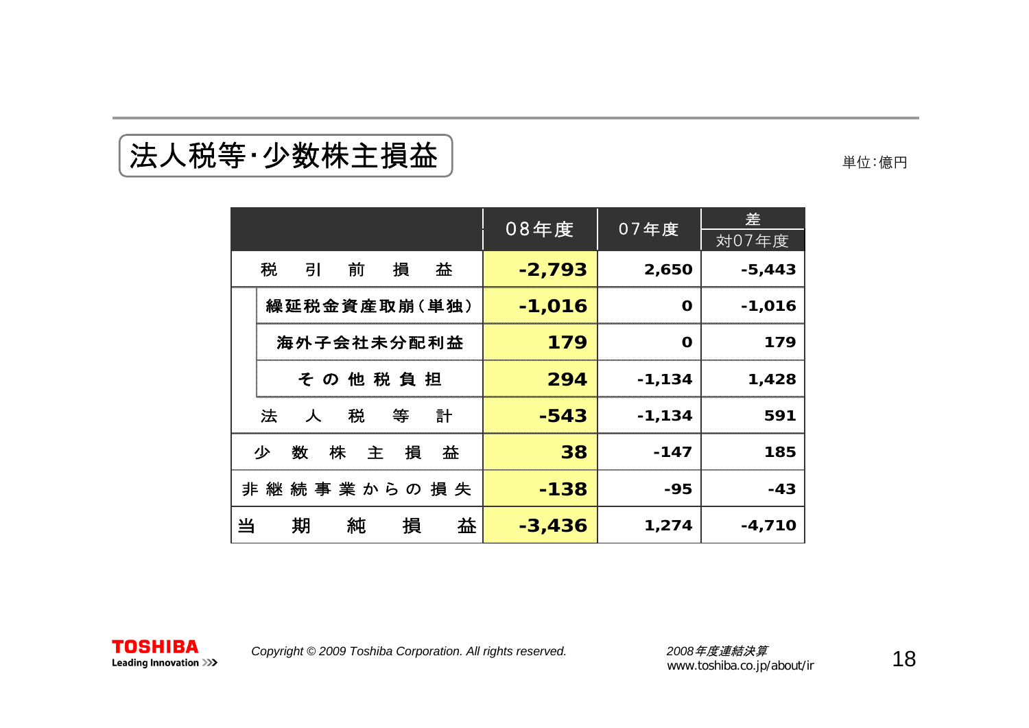# 法人税等･少数株主損益

単位:億円

| | 08年度 | 07年度 | 差 対07年度 |
|---|---|---|---|
| 税引前損益 | -2,793 | 2,650 | -5,443 |
| 繰延税金資産取崩(単独) | -1,016 | 0 | -1,016 |
| 海外子会社未分配利益 | 179 | 0 | 179 |
| その他税負担 | 294 | -1,134 | 1,428 |
| 法人税等計 | -543 | -1,134 | 591 |
| 少数株主損益 | 38 | -147 | 185 |
| 非継続事業からの損失 | -138 | -95 | -43 |
| 当期純損益 | -3,436 | 1,274 | -4,710 |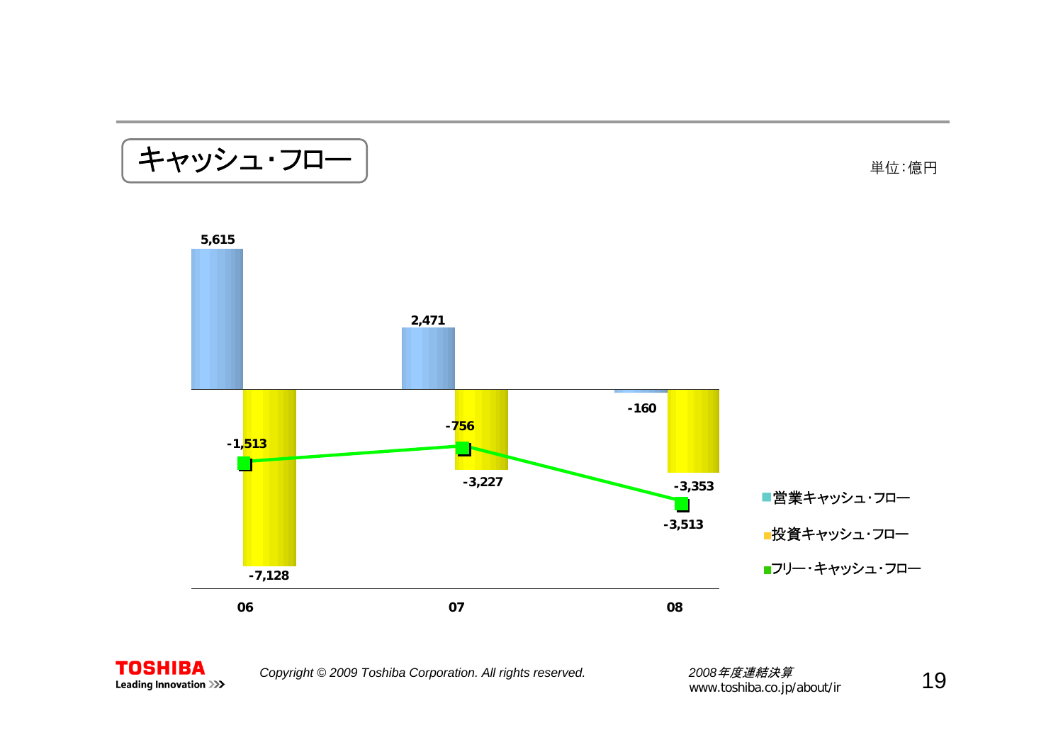# キャッシュ・フロー

単位：億円

| | 06 | 07 | 08 |
|---|---|---|---|
| 営業キャッシュ・フロー | 5,615 | 2,471 | -160 |
| 投資キャッシュ・フロー | -7,128 | -3,227 | -3,353 |
| フリー・キャッシュ・フロー | -1,513 | -756 | -3,513 |

Copyright © 2009 Toshiba Corporation. All rights reserved.

2008年度連結決算
www.toshiba.co.jp/about/ir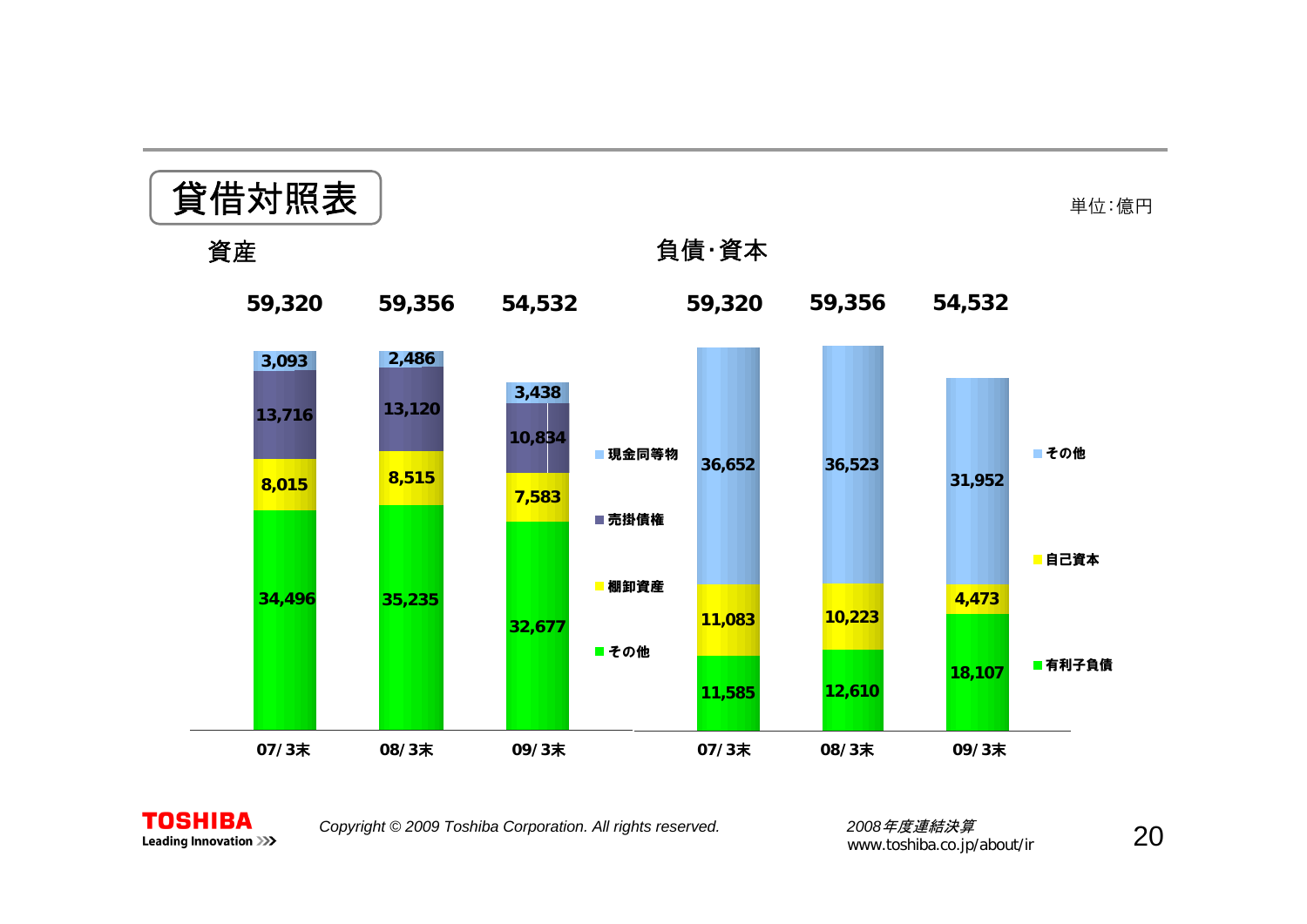# 貸借対照表

単位:億円

## 資産

| | 07/3末 | 08/3末 | 09/3末 |
|---|---|---|---|
| 現金同等物 | 3,093 | 2,486 | 3,438 |
| 売掛債権 | 13,716 | 13,120 | 10,834 |
| 棚卸資産 | 8,015 | 8,515 | 7,583 |
| その他 | 34,496 | 35,235 | 32,677 |
| 合計 | 59,320 | 59,356 | 54,532 |

## 負債･資本

| | 07/3末 | 08/3末 | 09/3末 |
|---|---|---|---|
| その他 | 36,652 | 36,523 | 31,952 |
| 自己資本 | 11,083 | 10,223 | 4,473 |
| 有利子負債 | 11,585 | 12,610 | 18,107 |
| 合計 | 59,320 | 59,356 | 54,532 |

Copyright © 2009 Toshiba Corporation. All rights reserved.

2008年度連結決算
www.toshiba.co.jp/about/ir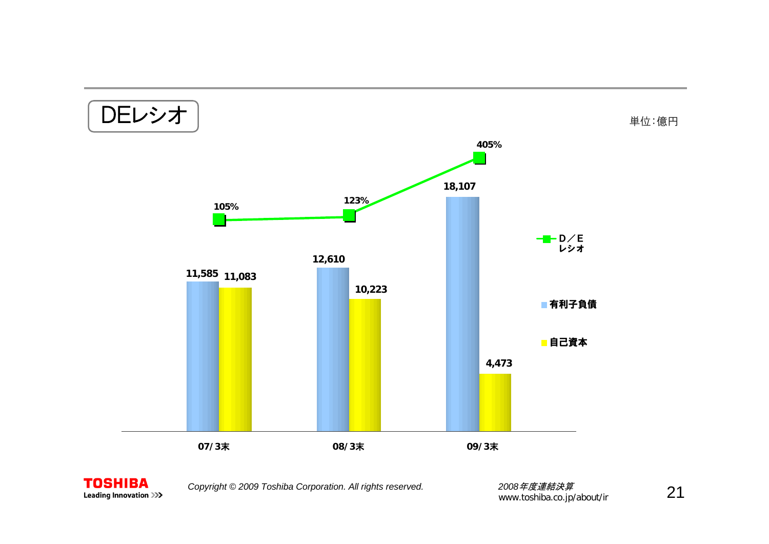# DEレシオ

単位:億円

| | 07/3末 | 08/3末 | 09/3末 |
|---|---|---|---|
| 有利子負債 | 11,585 | 12,610 | 18,107 |
| 自己資本 | 11,083 | 10,223 | 4,473 |
| D/Eレシオ | 105% | 123% | 405% |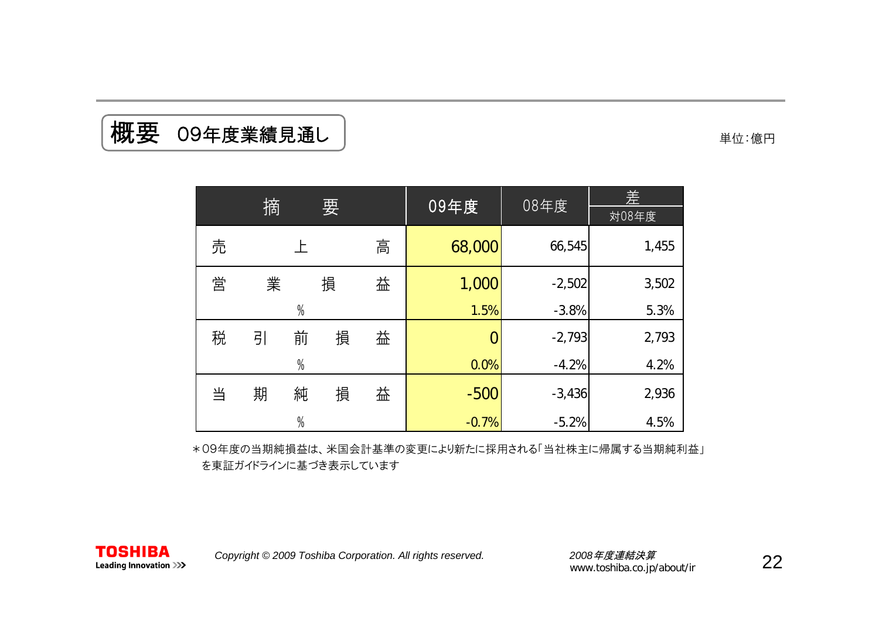# 概要　09年度業績見通し

単位：億円

| 摘　要 | 09年度 | 08年度 | 差 対08年度 |
|---|---|---|---|
| 売上高 | 68,000 | 66,545 | 1,455 |
| 営業損益 | 1,000 | -2,502 | 3,502 |
| % | 1.5% | -3.8% | 5.3% |
| 税引前損益 | 0 | -2,793 | 2,793 |
| % | 0.0% | -4.2% | 4.2% |
| 当期純損益 | -500 | -3,436 | 2,936 |
| % | -0.7% | -5.2% | 4.5% |

＊09年度の当期純損益は、米国会計基準の変更により新たに採用される「当社株主に帰属する当期純利益」を東証ガイドラインに基づき表示しています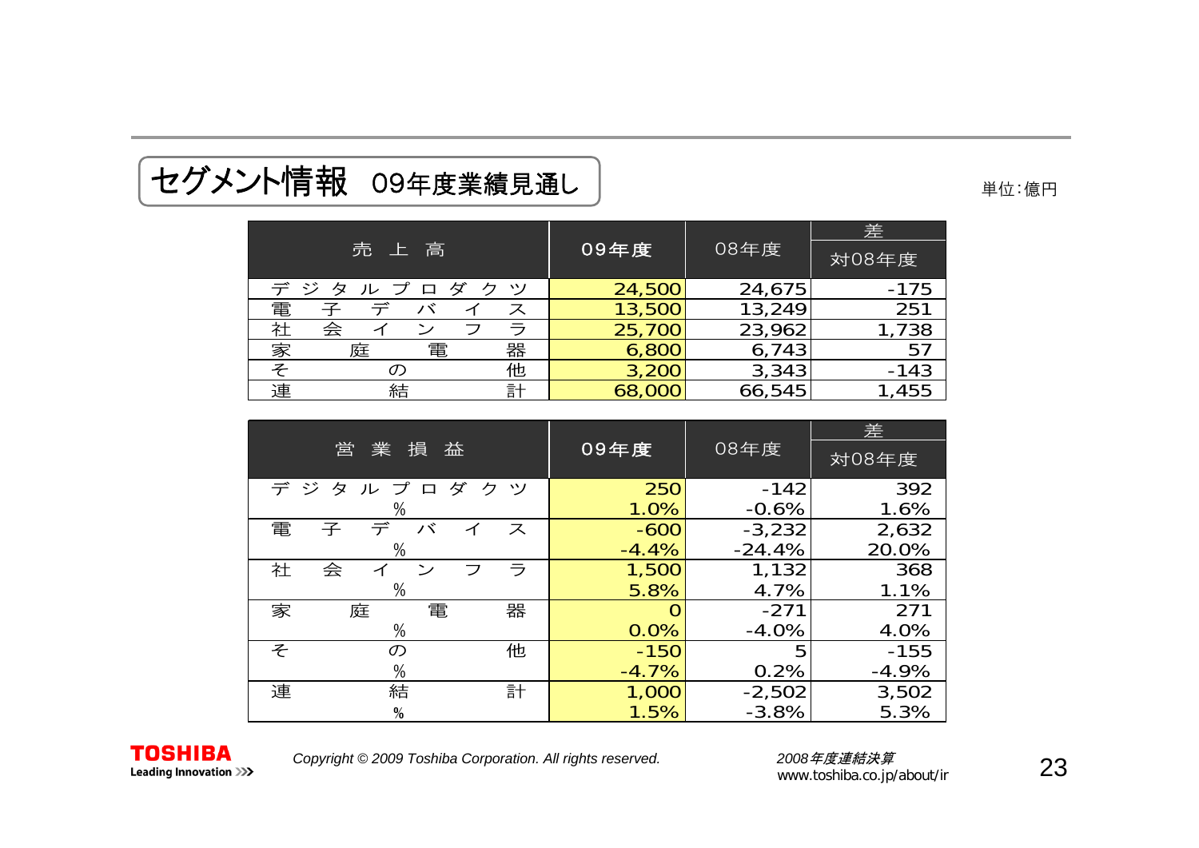# セグメント情報　09年度業績見通し

単位:億円

| 売上高 | 09年度 | 08年度 | 差 対08年度 |
|---|---|---|---|
| デジタルプロダクツ | 24,500 | 24,675 | -175 |
| 電子デバイス | 13,500 | 13,249 | 251 |
| 社会インフラ | 25,700 | 23,962 | 1,738 |
| 家庭電器 | 6,800 | 6,743 | 57 |
| その他 | 3,200 | 3,343 | -143 |
| 連結計 | 68,000 | 66,545 | 1,455 |

| 営業損益 | 09年度 | 08年度 | 差 対08年度 |
|---|---|---|---|
| デジタルプロダクツ | 250 | -142 | 392 |
| % | 1.0% | -0.6% | 1.6% |
| 電子デバイス | -600 | -3,232 | 2,632 |
| % | -4.4% | -24.4% | 20.0% |
| 社会インフラ | 1,500 | 1,132 | 368 |
| % | 5.8% | 4.7% | 1.1% |
| 家庭電器 | 0 | -271 | 271 |
| % | 0.0% | -4.0% | 4.0% |
| その他 | -150 | 5 | -155 |
| % | -4.7% | 0.2% | -4.9% |
| 連結計 | 1,000 | -2,502 | 3,502 |
| % | 1.5% | -3.8% | 5.3% |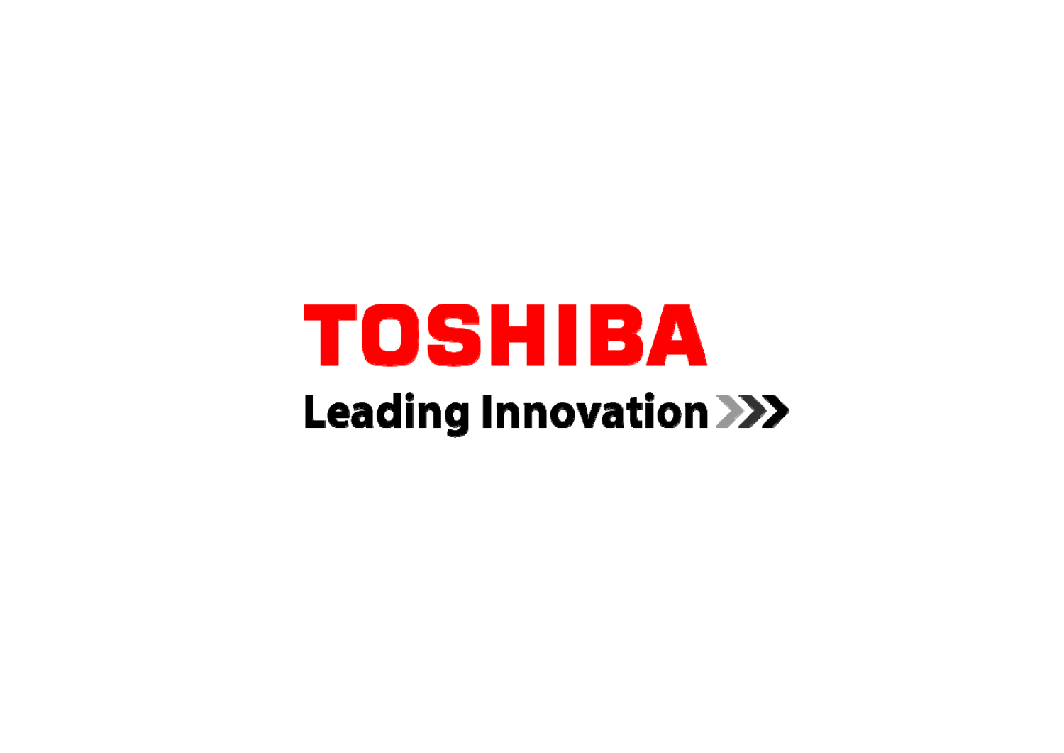TOSHIBA

Leading Innovation >>>